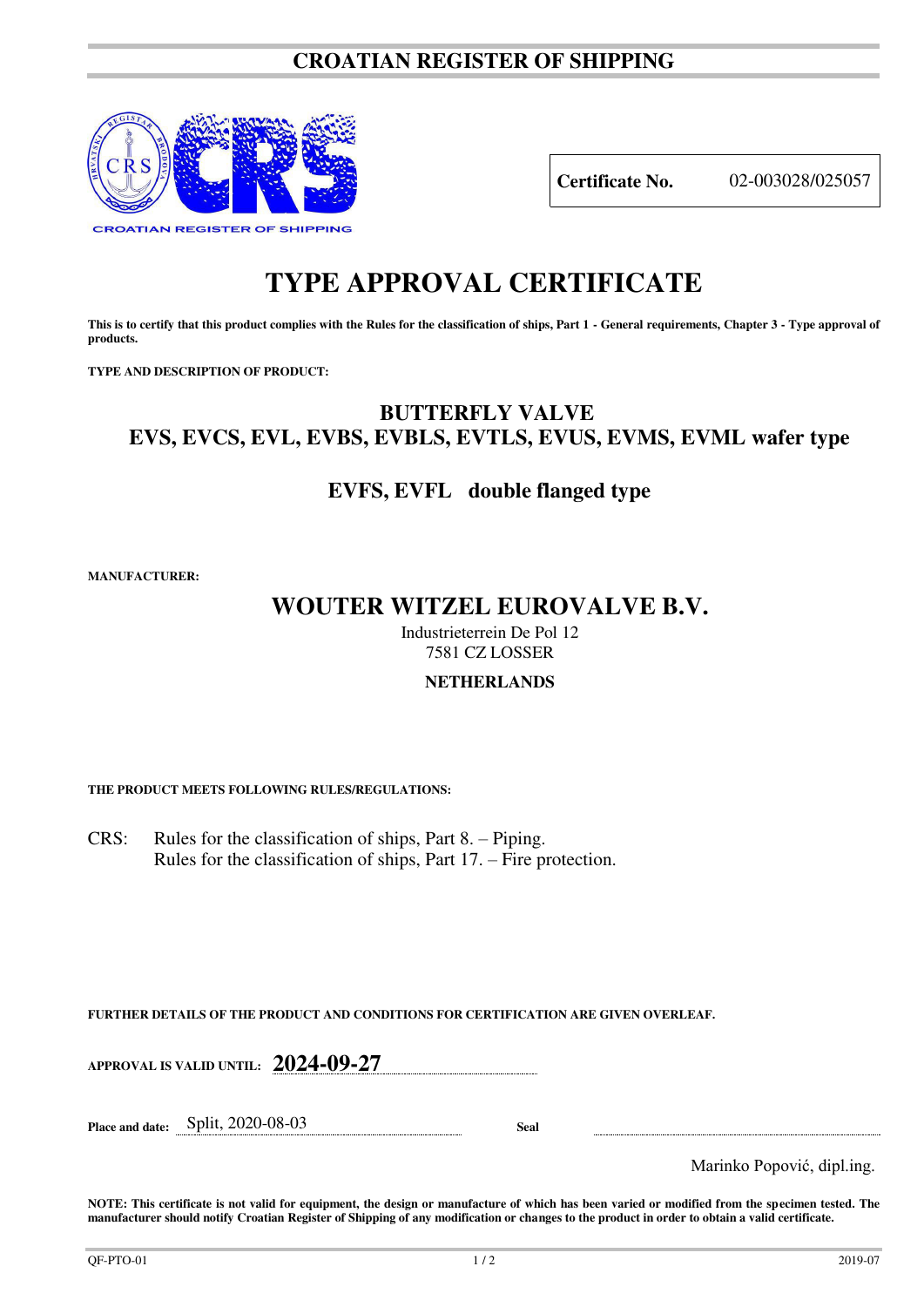# CROATIAN REGISTER OF SHIPPING

CROATIAN REGISTER OF SHIPPING

| **Certificate No.** | 02-003028/025057 |
|---|---|

# TYPE APPROVAL CERTIFICATE

**This is to certify that this product complies with the Rules for the classification of ships, Part 1 - General requirements, Chapter 3 - Type approval of products.**

**TYPE AND DESCRIPTION OF PRODUCT:**

## BUTTERFLY VALVE
## EVS, EVCS, EVL, EVBS, EVBLS, EVTLS, EVUS, EVMS, EVML wafer type

## EVFS, EVFL double flanged type

**MANUFACTURER:**

## WOUTER WITZEL EUROVALVE B.V.

Industrieterrein De Pol 12
7581 CZ LOSSER

**NETHERLANDS**

**THE PRODUCT MEETS FOLLOWING RULES/REGULATIONS:**

CRS: Rules for the classification of ships, Part 8. – Piping.
Rules for the classification of ships, Part 17. – Fire protection.

**FURTHER DETAILS OF THE PRODUCT AND CONDITIONS FOR CERTIFICATION ARE GIVEN OVERLEAF.**

**APPROVAL IS VALID UNTIL:** **2024-09-27**

**Place and date:** Split, 2020-08-03 **Seal**

Marinko Popović, dipl.ing.

**NOTE: This certificate is not valid for equipment, the design or manufacture of which has been varied or modified from the specimen tested. The manufacturer should notify Croatian Register of Shipping of any modification or changes to the product in order to obtain a valid certificate.**

QF-PTO-01 2019-07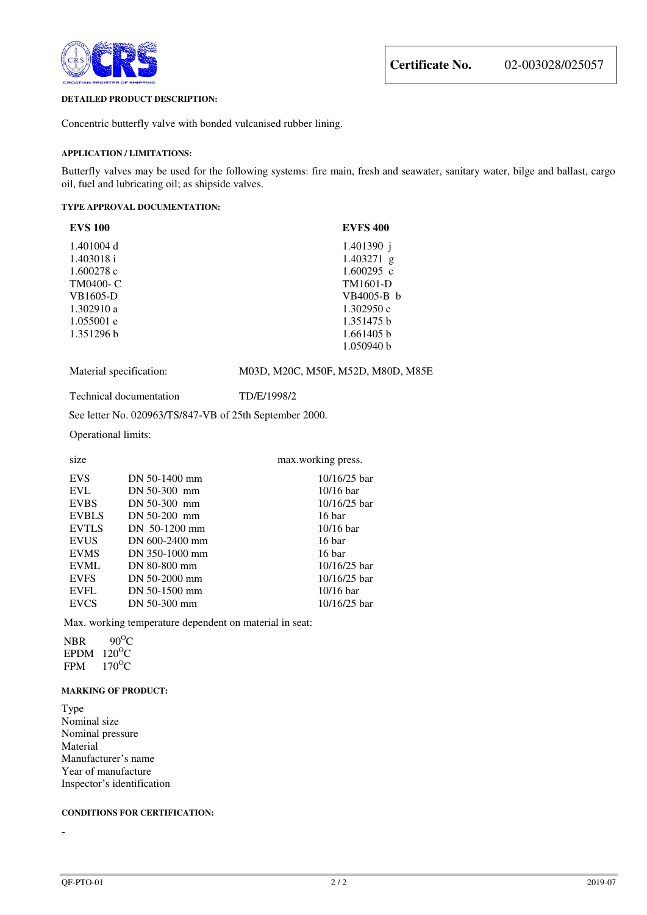**Certificate No.** 02-003028/025057

#### DETAILED PRODUCT DESCRIPTION:

Concentric butterfly valve with bonded vulcanised rubber lining.

#### APPLICATION / LIMITATIONS:

Butterfly valves may be used for the following systems: fire main, fresh and seawater, sanitary water, bilge and ballast, cargo oil, fuel and lubricating oil; as shipside valves.

#### TYPE APPROVAL DOCUMENTATION:

| EVS 100 | EVFS 400 |
|---|---|
| 1.401004 d | 1.401390 j |
| 1.403018 i | 1.403271 g |
| 1.600278 c | 1.600295 c |
| TM0400- C | TM1601-D |
| VB1605-D | VB4005-B b |
| 1.302910 a | 1.302950 c |
| 1.055001 e | 1.351475 b |
| 1.351296 b | 1.661405 b |
| | 1.050940 b |

Material specification: M03D, M20C, M50F, M52D, M80D, M85E

Technical documentation TD/E/1998/2

See letter No. 020963/TS/847-VB of 25th September 2000.

Operational limits:

| size | | max.working press. |
|---|---|---|
| EVS | DN 50-1400 mm | 10/16/25 bar |
| EVL | DN 50-300 mm | 10/16 bar |
| EVBS | DN 50-300 mm | 10/16/25 bar |
| EVBLS | DN 50-200 mm | 16 bar |
| EVTLS | DN 50-1200 mm | 10/16 bar |
| EVUS | DN 600-2400 mm | 16 bar |
| EVMS | DN 350-1000 mm | 16 bar |
| EVML | DN 80-800 mm | 10/16/25 bar |
| EVFS | DN 50-2000 mm | 10/16/25 bar |
| EVFL | DN 50-1500 mm | 10/16 bar |
| EVCS | DN 50-300 mm | 10/16/25 bar |

Max. working temperature dependent on material in seat:

NBR 90°C
EPDM 120°C
FPM 170°C

#### MARKING OF PRODUCT:

Type
Nominal size
Nominal pressure
Material
Manufacturer's name
Year of manufacture
Inspector's identification

#### CONDITIONS FOR CERTIFICATION:

-